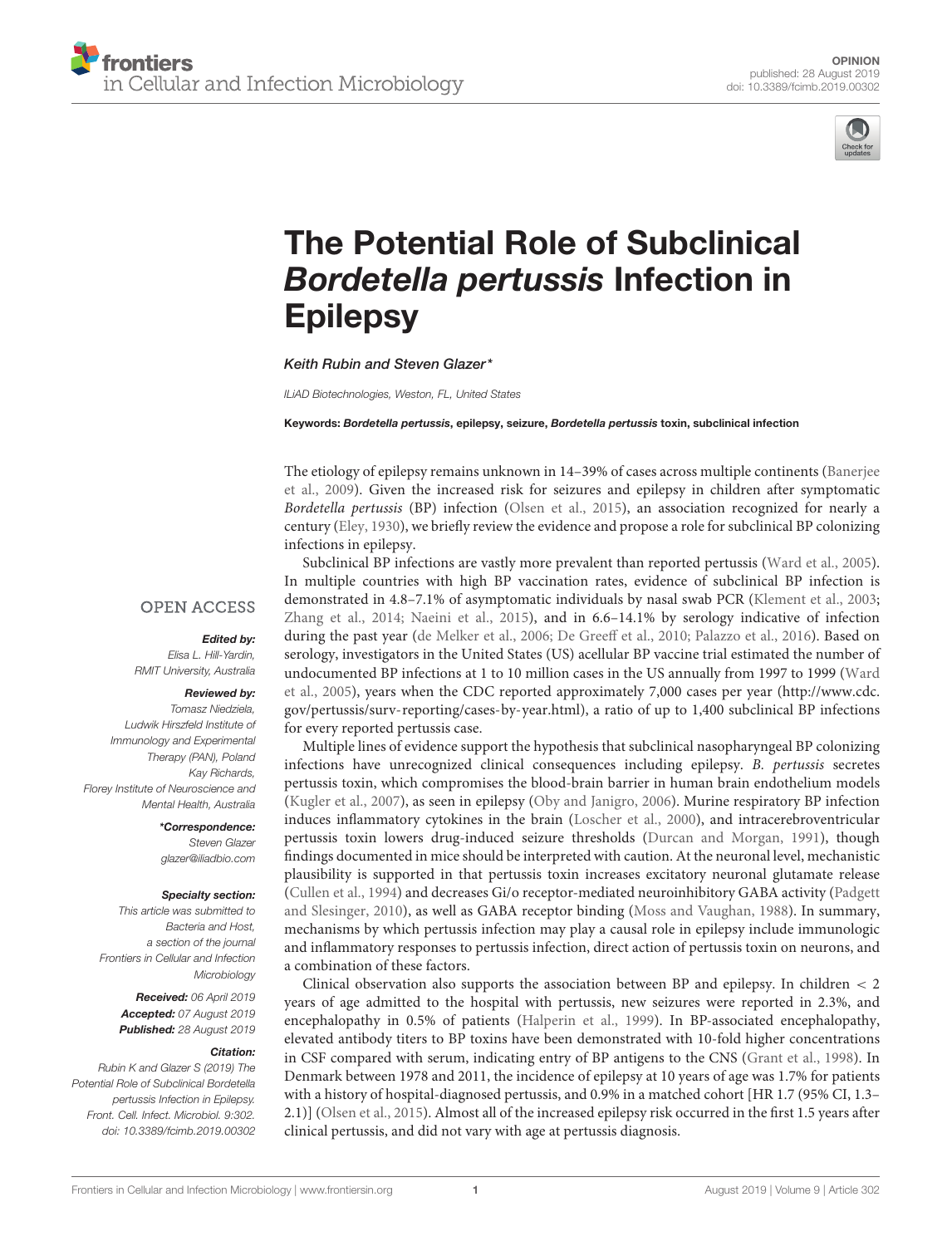OPINION
published: 28 August 2019
doi: 10.3389/fcimb.2019.00302

# The Potential Role of Subclinical *Bordetella pertussis* Infection in Epilepsy

*Keith Rubin and Steven Glazer**

*ILiAD Biotechnologies, Weston, FL, United States*

**Keywords:** ***Bordetella pertussis*, epilepsy, seizure, *Bordetella pertussis* toxin, subclinical infection**

OPEN ACCESS

***Edited by:***
*Elisa L. Hill-Yardin, RMIT University, Australia*

***Reviewed by:***
*Tomasz Niedziela, Ludwik Hirszfeld Institute of Immunology and Experimental Therapy (PAN), Poland*
*Kay Richards, Florey Institute of Neuroscience and Mental Health, Australia*

***\*Correspondence:***
*Steven Glazer*
*glazer@iliadbio.com*

***Specialty section:***
*This article was submitted to Bacteria and Host, a section of the journal Frontiers in Cellular and Infection Microbiology*

***Received:*** *06 April 2019*
***Accepted:*** *07 August 2019*
***Published:*** *28 August 2019*

***Citation:***
*Rubin K and Glazer S (2019) The Potential Role of Subclinical Bordetella pertussis Infection in Epilepsy. Front. Cell. Infect. Microbiol. 9:302. doi: 10.3389/fcimb.2019.00302*

The etiology of epilepsy remains unknown in 14–39% of cases across multiple continents (Banerjee et al., 2009). Given the increased risk for seizures and epilepsy in children after symptomatic *Bordetella pertussis* (BP) infection (Olsen et al., 2015), an association recognized for nearly a century (Eley, 1930), we briefly review the evidence and propose a role for subclinical BP colonizing infections in epilepsy.

Subclinical BP infections are vastly more prevalent than reported pertussis (Ward et al., 2005). In multiple countries with high BP vaccination rates, evidence of subclinical BP infection is demonstrated in 4.8–7.1% of asymptomatic individuals by nasal swab PCR (Klement et al., 2003; Zhang et al., 2014; Naeini et al., 2015), and in 6.6–14.1% by serology indicative of infection during the past year (de Melker et al., 2006; De Greeff et al., 2010; Palazzo et al., 2016). Based on serology, investigators in the United States (US) acellular BP vaccine trial estimated the number of undocumented BP infections at 1 to 10 million cases in the US annually from 1997 to 1999 (Ward et al., 2005), years when the CDC reported approximately 7,000 cases per year (http://www.cdc.gov/pertussis/surv-reporting/cases-by-year.html), a ratio of up to 1,400 subclinical BP infections for every reported pertussis case.

Multiple lines of evidence support the hypothesis that subclinical nasopharyngeal BP colonizing infections have unrecognized clinical consequences including epilepsy. *B. pertussis* secretes pertussis toxin, which compromises the blood-brain barrier in human brain endothelium models (Kugler et al., 2007), as seen in epilepsy (Oby and Janigro, 2006). Murine respiratory BP infection induces inflammatory cytokines in the brain (Loscher et al., 2000), and intracerebroventricular pertussis toxin lowers drug-induced seizure thresholds (Durcan and Morgan, 1991), though findings documented in mice should be interpreted with caution. At the neuronal level, mechanistic plausibility is supported in that pertussis toxin increases excitatory neuronal glutamate release (Cullen et al., 1994) and decreases Gi/o receptor-mediated neuroinhibitory GABA activity (Padgett and Slesinger, 2010), as well as GABA receptor binding (Moss and Vaughan, 1988). In summary, mechanisms by which pertussis infection may play a causal role in epilepsy include immunologic and inflammatory responses to pertussis infection, direct action of pertussis toxin on neurons, and a combination of these factors.

Clinical observation also supports the association between BP and epilepsy. In children $< 2$ years of age admitted to the hospital with pertussis, new seizures were reported in 2.3%, and encephalopathy in 0.5% of patients (Halperin et al., 1999). In BP-associated encephalopathy, elevated antibody titers to BP toxins have been demonstrated with 10-fold higher concentrations in CSF compared with serum, indicating entry of BP antigens to the CNS (Grant et al., 1998). In Denmark between 1978 and 2011, the incidence of epilepsy at 10 years of age was 1.7% for patients with a history of hospital-diagnosed pertussis, and 0.9% in a matched cohort [HR 1.7 (95% CI, 1.3–2.1)] (Olsen et al., 2015). Almost all of the increased epilepsy risk occurred in the first 1.5 years after clinical pertussis, and did not vary with age at pertussis diagnosis.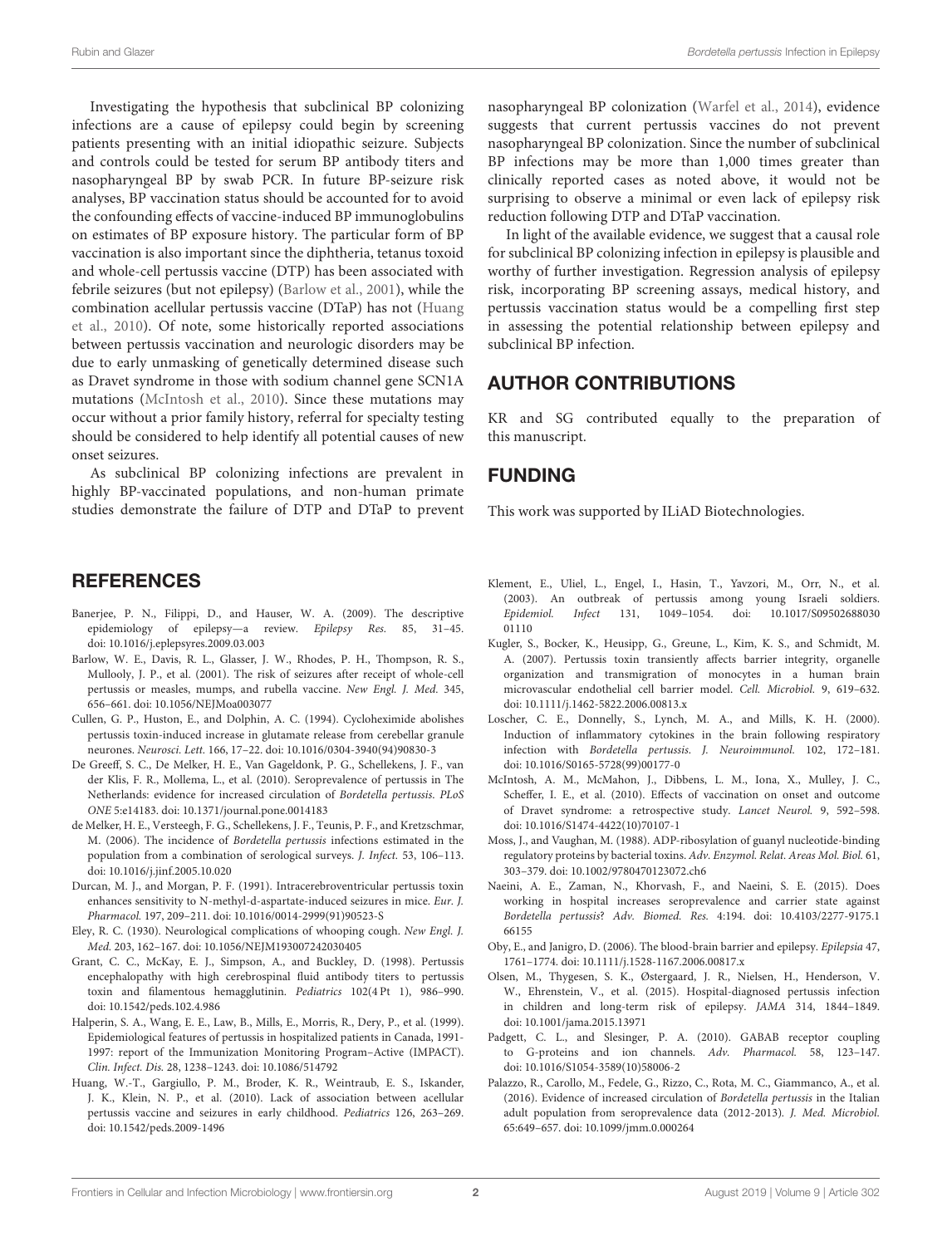Investigating the hypothesis that subclinical BP colonizing infections are a cause of epilepsy could begin by screening patients presenting with an initial idiopathic seizure. Subjects and controls could be tested for serum BP antibody titers and nasopharyngeal BP by swab PCR. In future BP-seizure risk analyses, BP vaccination status should be accounted for to avoid the confounding effects of vaccine-induced BP immunoglobulins on estimates of BP exposure history. The particular form of BP vaccination is also important since the diphtheria, tetanus toxoid and whole-cell pertussis vaccine (DTP) has been associated with febrile seizures (but not epilepsy) (Barlow et al., 2001), while the combination acellular pertussis vaccine (DTaP) has not (Huang et al., 2010). Of note, some historically reported associations between pertussis vaccination and neurologic disorders may be due to early unmasking of genetically determined disease such as Dravet syndrome in those with sodium channel gene SCN1A mutations (McIntosh et al., 2010). Since these mutations may occur without a prior family history, referral for specialty testing should be considered to help identify all potential causes of new onset seizures.

As subclinical BP colonizing infections are prevalent in highly BP-vaccinated populations, and non-human primate studies demonstrate the failure of DTP and DTaP to prevent nasopharyngeal BP colonization (Warfel et al., 2014), evidence suggests that current pertussis vaccines do not prevent nasopharyngeal BP colonization. Since the number of subclinical BP infections may be more than 1,000 times greater than clinically reported cases as noted above, it would not be surprising to observe a minimal or even lack of epilepsy risk reduction following DTP and DTaP vaccination.

In light of the available evidence, we suggest that a causal role for subclinical BP colonizing infection in epilepsy is plausible and worthy of further investigation. Regression analysis of epilepsy risk, incorporating BP screening assays, medical history, and pertussis vaccination status would be a compelling first step in assessing the potential relationship between epilepsy and subclinical BP infection.

## AUTHOR CONTRIBUTIONS

KR and SG contributed equally to the preparation of this manuscript.

## FUNDING

This work was supported by ILiAD Biotechnologies.

## REFERENCES

Banerjee, P. N., Filippi, D., and Hauser, W. A. (2009). The descriptive epidemiology of epilepsy—a review. *Epilepsy Res.* 85, 31–45. doi: 10.1016/j.eplepsyres.2009.03.003

Barlow, W. E., Davis, R. L., Glasser, J. W., Rhodes, P. H., Thompson, R. S., Mullooly, J. P., et al. (2001). The risk of seizures after receipt of whole-cell pertussis or measles, mumps, and rubella vaccine. *New Engl. J. Med.* 345, 656–661. doi: 10.1056/NEJMoa003077

Cullen, G. P., Huston, E., and Dolphin, A. C. (1994). Cycloheximide abolishes pertussis toxin-induced increase in glutamate release from cerebellar granule neurones. *Neurosci. Lett.* 166, 17–22. doi: 10.1016/0304-3940(94)90830-3

De Greeff, S. C., De Melker, H. E., Van Gageldonk, P. G., Schellekens, J. F., van der Klis, F. R., Mollema, L., et al. (2010). Seroprevalence of pertussis in The Netherlands: evidence for increased circulation of *Bordetella pertussis*. *PLoS ONE* 5:e14183. doi: 10.1371/journal.pone.0014183

de Melker, H. E., Versteegh, F. G., Schellekens, J. F., Teunis, P. F., and Kretzschmar, M. (2006). The incidence of *Bordetella pertussis* infections estimated in the population from a combination of serological surveys. *J. Infect.* 53, 106–113. doi: 10.1016/j.jinf.2005.10.020

Durcan, M. J., and Morgan, P. F. (1991). Intracerebroventricular pertussis toxin enhances sensitivity to N-methyl-d-aspartate-induced seizures in mice. *Eur. J. Pharmacol.* 197, 209–211. doi: 10.1016/0014-2999(91)90523-S

Eley, R. C. (1930). Neurological complications of whooping cough. *New Engl. J. Med.* 203, 162–167. doi: 10.1056/NEJM193007242030405

Grant, C. C., McKay, E. J., Simpson, A., and Buckley, D. (1998). Pertussis encephalopathy with high cerebrospinal fluid antibody titers to pertussis toxin and filamentous hemagglutinin. *Pediatrics* 102(4 Pt 1), 986–990. doi: 10.1542/peds.102.4.986

Halperin, S. A., Wang, E. E., Law, B., Mills, E., Morris, R., Dery, P., et al. (1999). Epidemiological features of pertussis in hospitalized patients in Canada, 1991-1997: report of the Immunization Monitoring Program–Active (IMPACT). *Clin. Infect. Dis.* 28, 1238–1243. doi: 10.1086/514792

Huang, W.-T., Gargiullo, P. M., Broder, K. R., Weintraub, E. S., Iskander, J. K., Klein, N. P., et al. (2010). Lack of association between acellular pertussis vaccine and seizures in early childhood. *Pediatrics* 126, 263–269. doi: 10.1542/peds.2009-1496

Klement, E., Uliel, L., Engel, I., Hasin, T., Yavzori, M., Orr, N., et al. (2003). An outbreak of pertussis among young Israeli soldiers. *Epidemiol. Infect* 131, 1049–1054. doi: 10.1017/S0950268803001110

Kugler, S., Bocker, K., Heusipp, G., Greune, L., Kim, K. S., and Schmidt, M. A. (2007). Pertussis toxin transiently affects barrier integrity, organelle organization and transmigration of monocytes in a human brain microvascular endothelial cell barrier model. *Cell. Microbiol.* 9, 619–632. doi: 10.1111/j.1462-5822.2006.00813.x

Loscher, C. E., Donnelly, S., Lynch, M. A., and Mills, K. H. (2000). Induction of inflammatory cytokines in the brain following respiratory infection with *Bordetella pertussis*. *J. Neuroimmunol.* 102, 172–181. doi: 10.1016/S0165-5728(99)00177-0

McIntosh, A. M., McMahon, J., Dibbens, L. M., Iona, X., Mulley, J. C., Scheffer, I. E., et al. (2010). Effects of vaccination on onset and outcome of Dravet syndrome: a retrospective study. *Lancet Neurol.* 9, 592–598. doi: 10.1016/S1474-4422(10)70107-1

Moss, J., and Vaughan, M. (1988). ADP-ribosylation of guanyl nucleotide-binding regulatory proteins by bacterial toxins. *Adv. Enzymol. Relat. Areas Mol. Biol.* 61, 303–379. doi: 10.1002/9780470123072.ch6

Naeini, A. E., Zaman, N., Khorvash, F., and Naeini, S. E. (2015). Does working in hospital increases seroprevalence and carrier state against *Bordetella pertussis*? *Adv. Biomed. Res.* 4:194. doi: 10.4103/2277-9175.166155

Oby, E., and Janigro, D. (2006). The blood-brain barrier and epilepsy. *Epilepsia* 47, 1761–1774. doi: 10.1111/j.1528-1167.2006.00817.x

Olsen, M., Thygesen, S. K., Østergaard, J. R., Nielsen, H., Henderson, V. W., Ehrenstein, V., et al. (2015). Hospital-diagnosed pertussis infection in children and long-term risk of epilepsy. *JAMA* 314, 1844–1849. doi: 10.1001/jama.2015.13971

Padgett, C. L., and Slesinger, P. A. (2010). GABAB receptor coupling to G-proteins and ion channels. *Adv. Pharmacol.* 58, 123–147. doi: 10.1016/S1054-3589(10)58006-2

Palazzo, R., Carollo, M., Fedele, G., Rizzo, C., Rota, M. C., Giammanco, A., et al. (2016). Evidence of increased circulation of *Bordetella pertussis* in the Italian adult population from seroprevalence data (2012-2013). *J. Med. Microbiol.* 65:649–657. doi: 10.1099/jmm.0.000264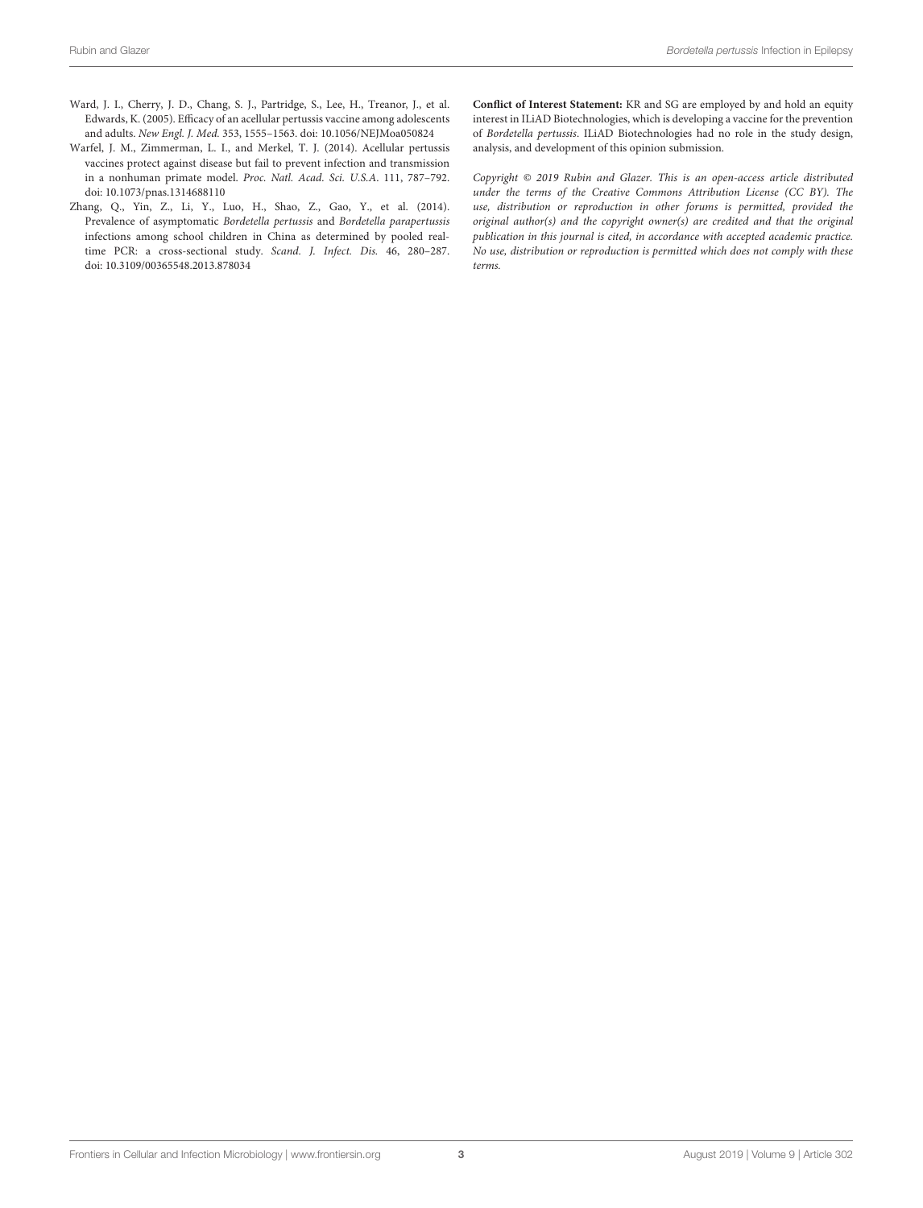Ward, J. I., Cherry, J. D., Chang, S. J., Partridge, S., Lee, H., Treanor, J., et al. Edwards, K. (2005). Efficacy of an acellular pertussis vaccine among adolescents and adults. *New Engl. J. Med.* 353, 1555–1563. doi: 10.1056/NEJMoa050824

Warfel, J. M., Zimmerman, L. I., and Merkel, T. J. (2014). Acellular pertussis vaccines protect against disease but fail to prevent infection and transmission in a nonhuman primate model. *Proc. Natl. Acad. Sci. U.S.A.* 111, 787–792. doi: 10.1073/pnas.1314688110

Zhang, Q., Yin, Z., Li, Y., Luo, H., Shao, Z., Gao, Y., et al. (2014). Prevalence of asymptomatic *Bordetella pertussis* and *Bordetella parapertussis* infections among school children in China as determined by pooled real-time PCR: a cross-sectional study. *Scand. J. Infect. Dis.* 46, 280–287. doi: 10.3109/00365548.2013.878034

**Conflict of Interest Statement:** KR and SG are employed by and hold an equity interest in ILiAD Biotechnologies, which is developing a vaccine for the prevention of *Bordetella pertussis*. ILiAD Biotechnologies had no role in the study design, analysis, and development of this opinion submission.

*Copyright © 2019 Rubin and Glazer. This is an open-access article distributed under the terms of the Creative Commons Attribution License (CC BY). The use, distribution or reproduction in other forums is permitted, provided the original author(s) and the copyright owner(s) are credited and that the original publication in this journal is cited, in accordance with accepted academic practice. No use, distribution or reproduction is permitted which does not comply with these terms.*